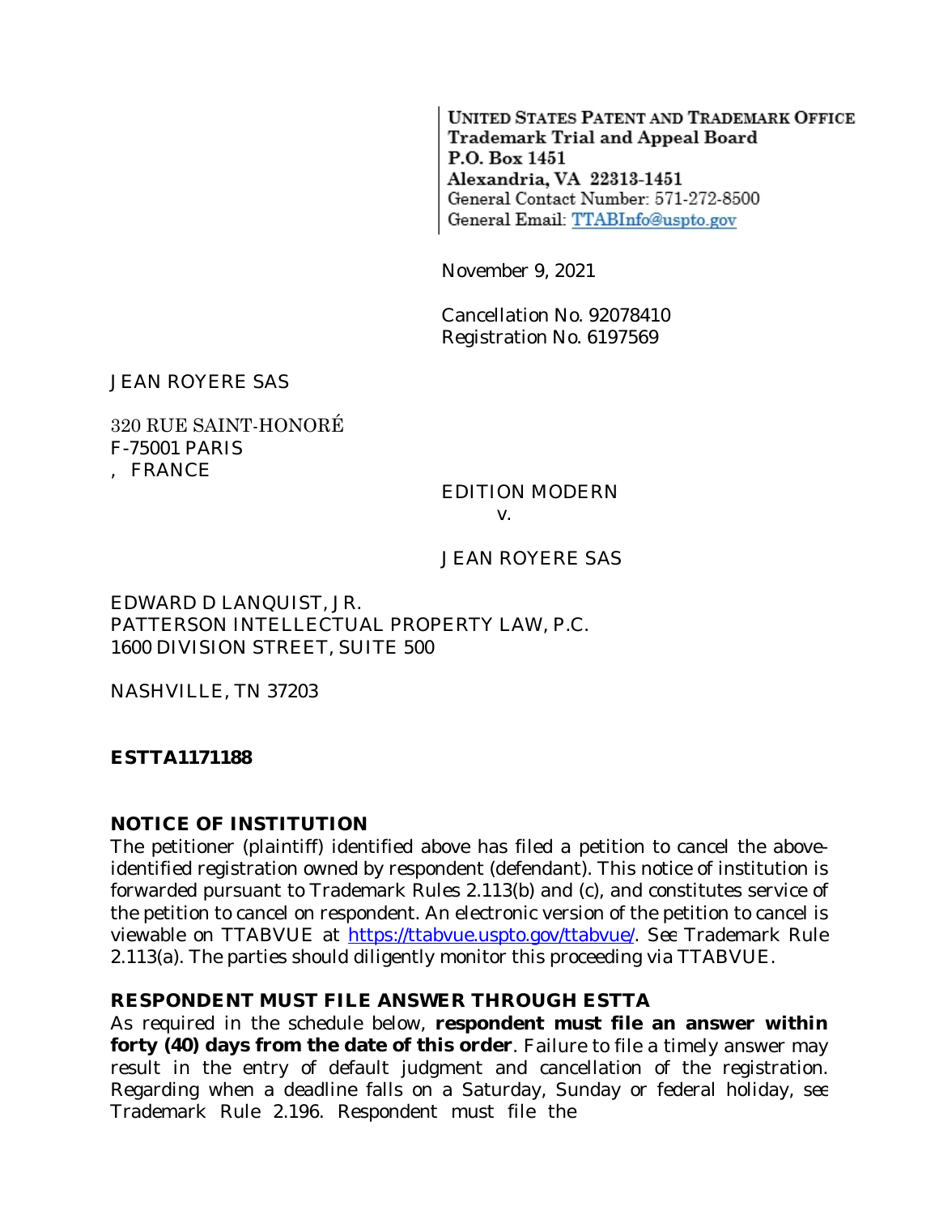UNITED STATES PATENT AND TRADEMARK OFFICE
Trademark Trial and Appeal Board
P.O. Box 1451
Alexandria, VA 22313-1451
General Contact Number: 571-272-8500
General Email: TTABInfo@uspto.gov

November 9, 2021

Cancellation No. 92078410
Registration No. 6197569

JEAN ROYERE SAS

320 RUE SAINT-HONORÉ
F-75001 PARIS
, FRANCE

EDITION MODERN
v.

JEAN ROYERE SAS

EDWARD D LANQUIST, JR.
PATTERSON INTELLECTUAL PROPERTY LAW, P.C.
1600 DIVISION STREET, SUITE 500

NASHVILLE, TN 37203

**ESTTA1171188**

**NOTICE OF INSTITUTION**

The petitioner (plaintiff) identified above has filed a petition to cancel the above-identified registration owned by respondent (defendant). This notice of institution is forwarded pursuant to Trademark Rules 2.113(b) and (c), and constitutes service of the petition to cancel on respondent. An electronic version of the petition to cancel is viewable on TTABVUE at https://ttabvue.uspto.gov/ttabvue/. See Trademark Rule 2.113(a). The parties should diligently monitor this proceeding via TTABVUE.

**RESPONDENT MUST FILE ANSWER THROUGH ESTTA**

As required in the schedule below, **respondent must file an answer within forty (40) days from the date of this order**. Failure to file a timely answer may result in the entry of default judgment and cancellation of the registration. Regarding when a deadline falls on a Saturday, Sunday or federal holiday, see Trademark Rule 2.196. Respondent must file the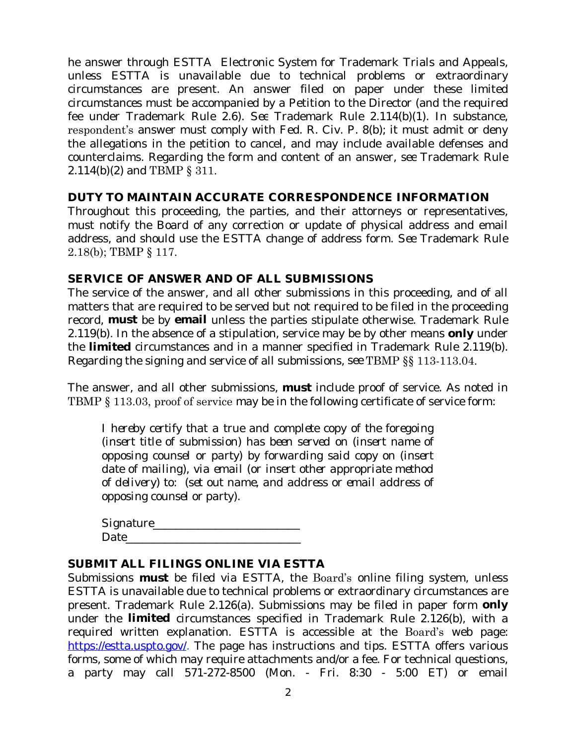he answer through ESTTA Electronic System for Trademark Trials and Appeals, unless ESTTA is unavailable due to technical problems or extraordinary circumstances are present. An answer filed on paper under these limited circumstances must be accompanied by a Petition to the Director (and the required fee under Trademark Rule 2.6). *See* Trademark Rule 2.114(b)(1). In substance, respondent's answer must comply with Fed. R. Civ. P. 8(b); it must admit or deny the allegations in the petition to cancel, and may include available defenses and counterclaims. Regarding the form and content of an answer, *see* Trademark Rule 2.114(b)(2) and TBMP § 311.

**DUTY TO MAINTAIN ACCURATE CORRESPONDENCE INFORMATION**

Throughout this proceeding, the parties, and their attorneys or representatives, must notify the Board of any correction or update of physical address and email address, and should use the ESTTA change of address form. *See* Trademark Rule 2.18(b); TBMP § 117.

**SERVICE OF ANSWER AND OF ALL SUBMISSIONS**

The service of the answer, and all other submissions in this proceeding, and of all matters that are required to be served but not required to be filed in the proceeding record, **must** be by **email** unless the parties stipulate otherwise. Trademark Rule 2.119(b). In the absence of a stipulation, service may be by other means **only** under the **limited** circumstances and in a manner specified in Trademark Rule 2.119(b). Regarding the signing and service of all submissions, *see* TBMP §§ 113-113.04.

The answer, and all other submissions, **must** include proof of service. As noted in TBMP § 113.03, proof of service may be in the following certificate of service form:

> *I hereby certify that a true and complete copy of the foregoing (insert title of submission) has been served on (insert name of opposing counsel or party) by forwarding said copy on (insert date of mailing), via email (or insert other appropriate method of delivery) to: (set out name, and address or email address of opposing counsel or party).*
>
> Signature_________________________
> Date_____________________________

**SUBMIT ALL FILINGS ONLINE VIA ESTTA**

Submissions **must** be filed via ESTTA, the Board's online filing system, unless ESTTA is unavailable due to technical problems or extraordinary circumstances are present. Trademark Rule 2.126(a). Submissions may be filed in paper form **only** under the **limited** circumstances specified in Trademark Rule 2.126(b), with a required written explanation. ESTTA is accessible at the Board's web page: https://estta.uspto.gov/. The page has instructions and tips. ESTTA offers various forms, some of which may require attachments and/or a fee. For technical questions, a party may call 571-272-8500 (Mon. - Fri. 8:30 - 5:00 ET) or email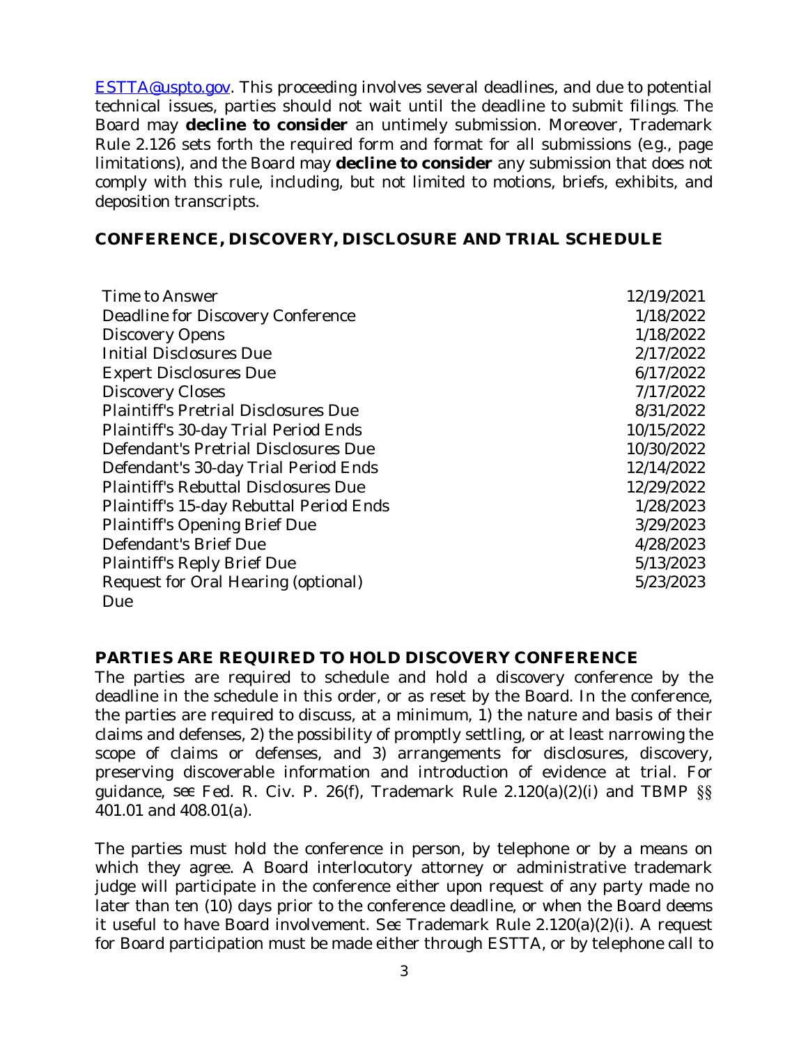ESTTA@uspto.gov. This proceeding involves several deadlines, and due to potential technical issues, parties should not wait until the deadline to submit filings. The Board may **decline to consider** an untimely submission. Moreover, Trademark Rule 2.126 sets forth the required form and format for all submissions (e.g., page limitations), and the Board may **decline to consider** any submission that does not comply with this rule, including, but not limited to motions, briefs, exhibits, and deposition transcripts.

## CONFERENCE, DISCOVERY, DISCLOSURE AND TRIAL SCHEDULE

| | |
|---|---|
| Time to Answer | 12/19/2021 |
| Deadline for Discovery Conference | 1/18/2022 |
| Discovery Opens | 1/18/2022 |
| Initial Disclosures Due | 2/17/2022 |
| Expert Disclosures Due | 6/17/2022 |
| Discovery Closes | 7/17/2022 |
| Plaintiff's Pretrial Disclosures Due | 8/31/2022 |
| Plaintiff's 30-day Trial Period Ends | 10/15/2022 |
| Defendant's Pretrial Disclosures Due | 10/30/2022 |
| Defendant's 30-day Trial Period Ends | 12/14/2022 |
| Plaintiff's Rebuttal Disclosures Due | 12/29/2022 |
| Plaintiff's 15-day Rebuttal Period Ends | 1/28/2023 |
| Plaintiff's Opening Brief Due | 3/29/2023 |
| Defendant's Brief Due | 4/28/2023 |
| Plaintiff's Reply Brief Due | 5/13/2023 |
| Request for Oral Hearing (optional) Due | 5/23/2023 |

## PARTIES ARE REQUIRED TO HOLD DISCOVERY CONFERENCE

The parties are required to schedule and hold a discovery conference by the deadline in the schedule in this order, or as reset by the Board. In the conference, the parties are required to discuss, at a minimum, 1) the nature and basis of their claims and defenses, 2) the possibility of promptly settling, or at least narrowing the scope of claims or defenses, and 3) arrangements for disclosures, discovery, preserving discoverable information and introduction of evidence at trial. For guidance, *see* Fed. R. Civ. P. 26(f), Trademark Rule 2.120(a)(2)(i) and TBMP §§ 401.01 and 408.01(a).

The parties must hold the conference in person, by telephone or by a means on which they agree. A Board interlocutory attorney or administrative trademark judge will participate in the conference either upon request of any party made no later than ten (10) days prior to the conference deadline, or when the Board deems it useful to have Board involvement. *See* Trademark Rule 2.120(a)(2)(i). A request for Board participation must be made either through ESTTA, or by telephone call to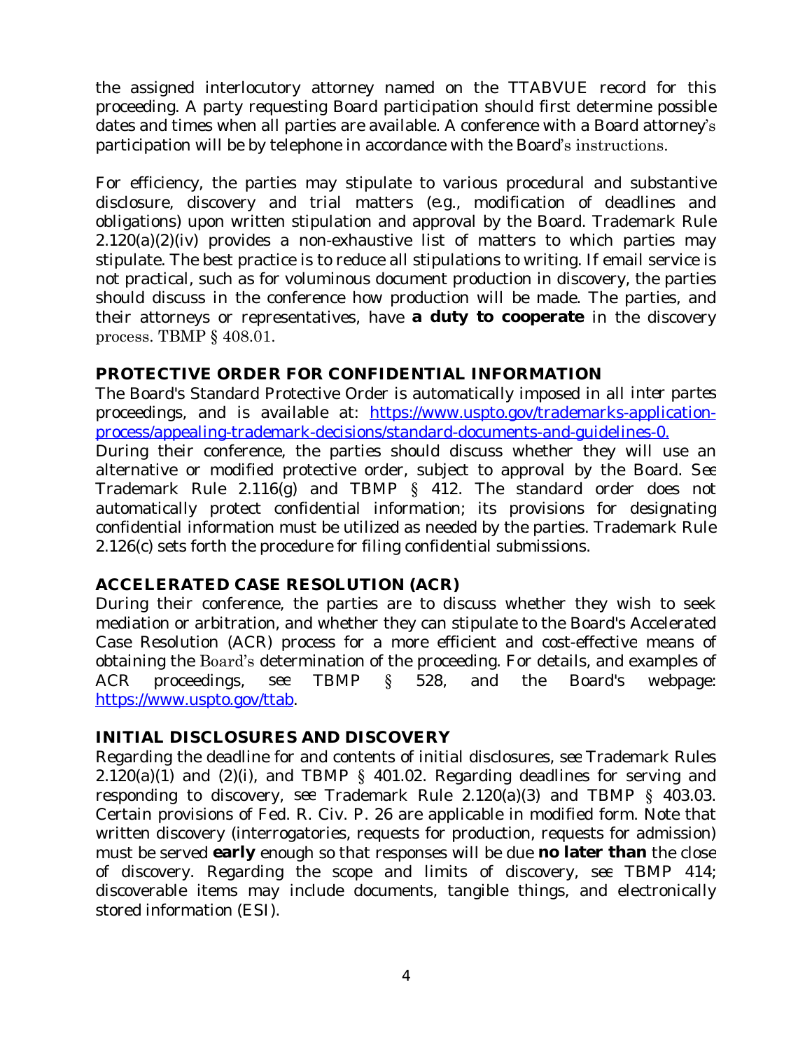the assigned interlocutory attorney named on the TTABVUE record for this proceeding. A party requesting Board participation should first determine possible dates and times when all parties are available. A conference with a Board attorney's participation will be by telephone in accordance with the Board's instructions.

For efficiency, the parties may stipulate to various procedural and substantive disclosure, discovery and trial matters (*e.g.*, modification of deadlines and obligations) upon written stipulation and approval by the Board. Trademark Rule 2.120(a)(2)(iv) provides a non-exhaustive list of matters to which parties may stipulate. The best practice is to reduce all stipulations to writing. If email service is not practical, such as for voluminous document production in discovery, the parties should discuss in the conference how production will be made. The parties, and their attorneys or representatives, have **a duty to cooperate** in the discovery process. TBMP § 408.01.

## PROTECTIVE ORDER FOR CONFIDENTIAL INFORMATION

The Board's Standard Protective Order is automatically imposed in all *inter partes* proceedings, and is available at: [https://www.uspto.gov/trademarks-application-process/appealing-trademark-decisions/standard-documents-and-guidelines-0.](https://www.uspto.gov/trademarks-application-process/appealing-trademark-decisions/standard-documents-and-guidelines-0) During their conference, the parties should discuss whether they will use an alternative or modified protective order, subject to approval by the Board. *See* Trademark Rule 2.116(g) and TBMP § 412. The standard order does not automatically protect confidential information; its provisions for designating confidential information must be utilized as needed by the parties. Trademark Rule 2.126(c) sets forth the procedure for filing confidential submissions.

## ACCELERATED CASE RESOLUTION (ACR)

During their conference, the parties are to discuss whether they wish to seek mediation or arbitration, and whether they can stipulate to the Board's Accelerated Case Resolution (ACR) process for a more efficient and cost-effective means of obtaining the Board's determination of the proceeding. For details, and examples of ACR proceedings, *see* TBMP § 528, and the Board's webpage: [https://www.uspto.gov/ttab](https://www.uspto.gov/ttab).

## INITIAL DISCLOSURES AND DISCOVERY

Regarding the deadline for and contents of initial disclosures, *see* Trademark Rules 2.120(a)(1) and (2)(i), and TBMP § 401.02. Regarding deadlines for serving and responding to discovery, *see* Trademark Rule 2.120(a)(3) and TBMP § 403.03. Certain provisions of Fed. R. Civ. P. 26 are applicable in modified form. Note that written discovery (interrogatories, requests for production, requests for admission) must be served **early** enough so that responses will be due **no later than** the close of discovery. Regarding the scope and limits of discovery, *see* TBMP 414; discoverable items may include documents, tangible things, and electronically stored information (ESI).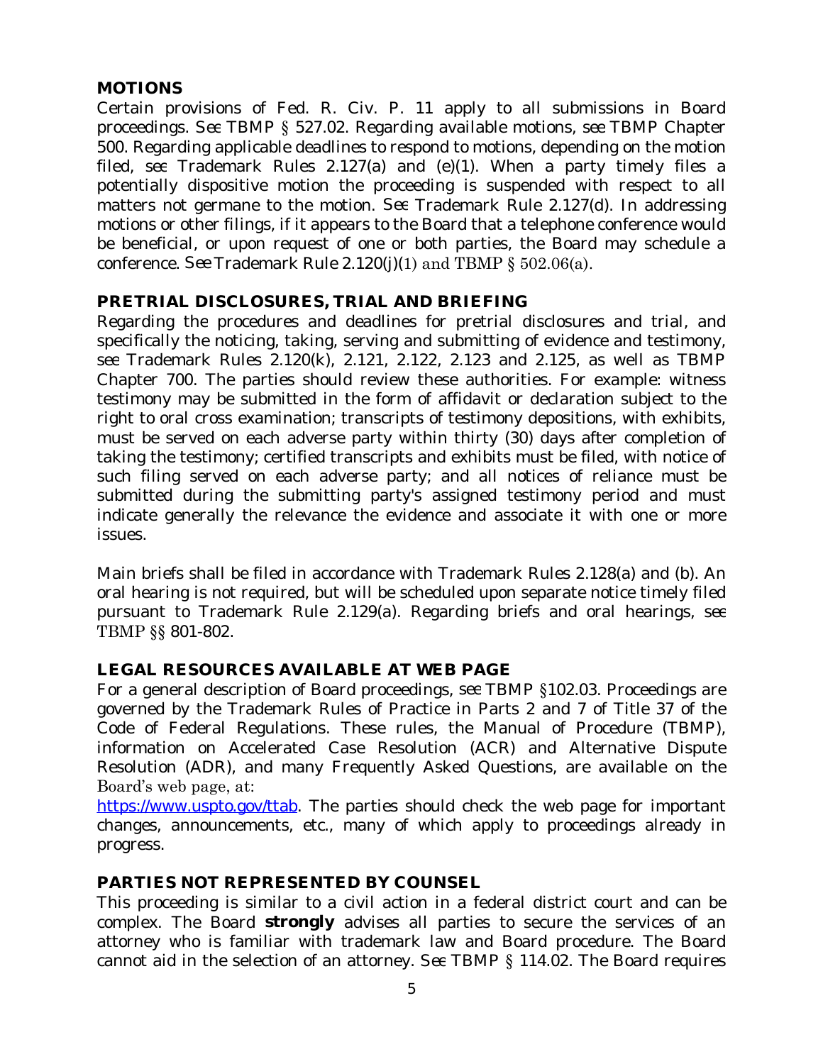## MOTIONS

Certain provisions of Fed. R. Civ. P. 11 apply to all submissions in Board proceedings. *See* TBMP § 527.02. Regarding available motions, see TBMP Chapter 500. Regarding applicable deadlines to respond to motions, depending on the motion filed, *see* Trademark Rules 2.127(a) and (e)(1). When a party timely files a potentially dispositive motion the proceeding is suspended with respect to all matters not germane to the motion. *See* Trademark Rule 2.127(d). In addressing motions or other filings, if it appears to the Board that a telephone conference would be beneficial, or upon request of one or both parties, the Board may schedule a conference. *See* Trademark Rule 2.120(j)(1) and TBMP § 502.06(a).

## PRETRIAL DISCLOSURES, TRIAL AND BRIEFING

Regarding the procedures and deadlines for pretrial disclosures and trial, and specifically the noticing, taking, serving and submitting of evidence and testimony, *see* Trademark Rules 2.120(k), 2.121, 2.122, 2.123 and 2.125, as well as TBMP Chapter 700. The parties should review these authorities. For example: witness testimony may be submitted in the form of affidavit or declaration subject to the right to oral cross examination; transcripts of testimony depositions, with exhibits, must be served on each adverse party within thirty (30) days after completion of taking the testimony; certified transcripts and exhibits must be filed, with notice of such filing served on each adverse party; and all notices of reliance must be submitted during the submitting party's assigned testimony period and must indicate generally the relevance the evidence and associate it with one or more issues.

Main briefs shall be filed in accordance with Trademark Rules 2.128(a) and (b). An oral hearing is not required, but will be scheduled upon separate notice timely filed pursuant to Trademark Rule 2.129(a). Regarding briefs and oral hearings, *see* TBMP §§ 801-802.

## LEGAL RESOURCES AVAILABLE AT WEB PAGE

For a general description of Board proceedings, *see* TBMP §102.03. Proceedings are governed by the Trademark Rules of Practice in Parts 2 and 7 of Title 37 of the Code of Federal Regulations. These rules, the Manual of Procedure (TBMP), information on Accelerated Case Resolution (ACR) and Alternative Dispute Resolution (ADR), and many Frequently Asked Questions, are available on the Board's web page, at:
https://www.uspto.gov/ttab. The parties should check the web page for important changes, announcements, etc., many of which apply to proceedings already in progress.

## PARTIES NOT REPRESENTED BY COUNSEL

This proceeding is similar to a civil action in a federal district court and can be complex. The Board **strongly** advises all parties to secure the services of an attorney who is familiar with trademark law and Board procedure. The Board cannot aid in the selection of an attorney. *See* TBMP § 114.02. The Board requires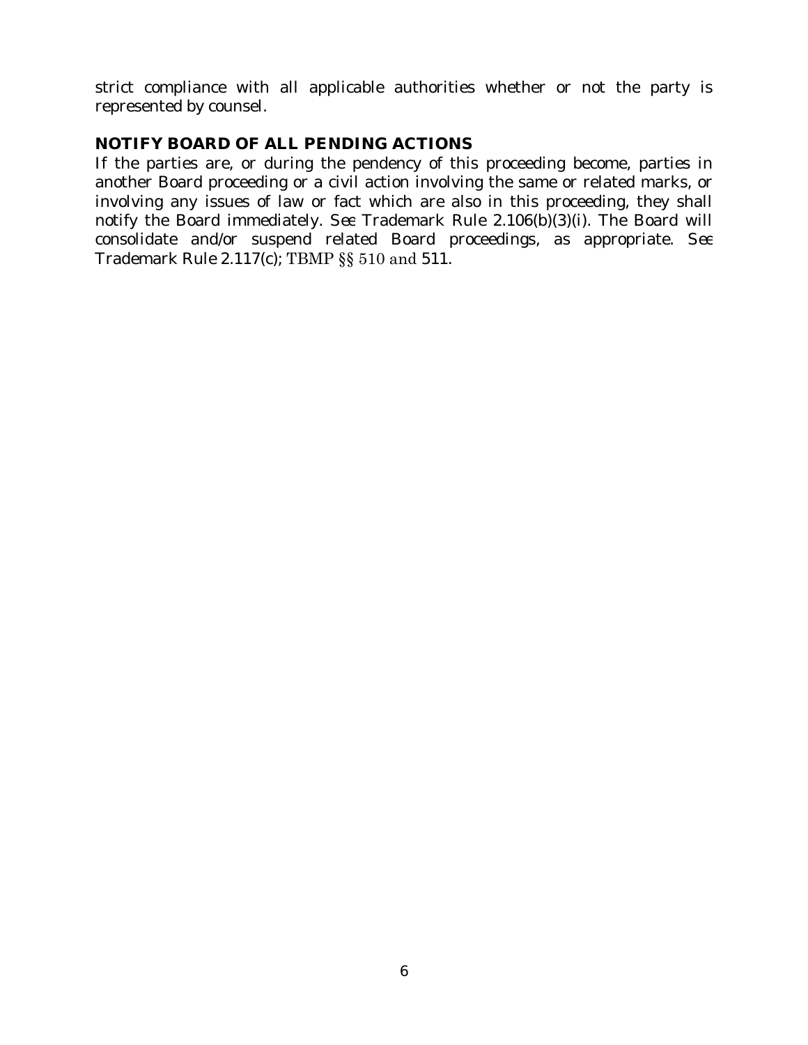strict compliance with all applicable authorities whether or not the party is represented by counsel.

## NOTIFY BOARD OF ALL PENDING ACTIONS

If the parties are, or during the pendency of this proceeding become, parties in another Board proceeding or a civil action involving the same or related marks, or involving any issues of law or fact which are also in this proceeding, they shall notify the Board immediately. *See* Trademark Rule 2.106(b)(3)(i). The Board will consolidate and/or suspend related Board proceedings, as appropriate. *See* Trademark Rule 2.117(c); TBMP §§ 510 and 511.